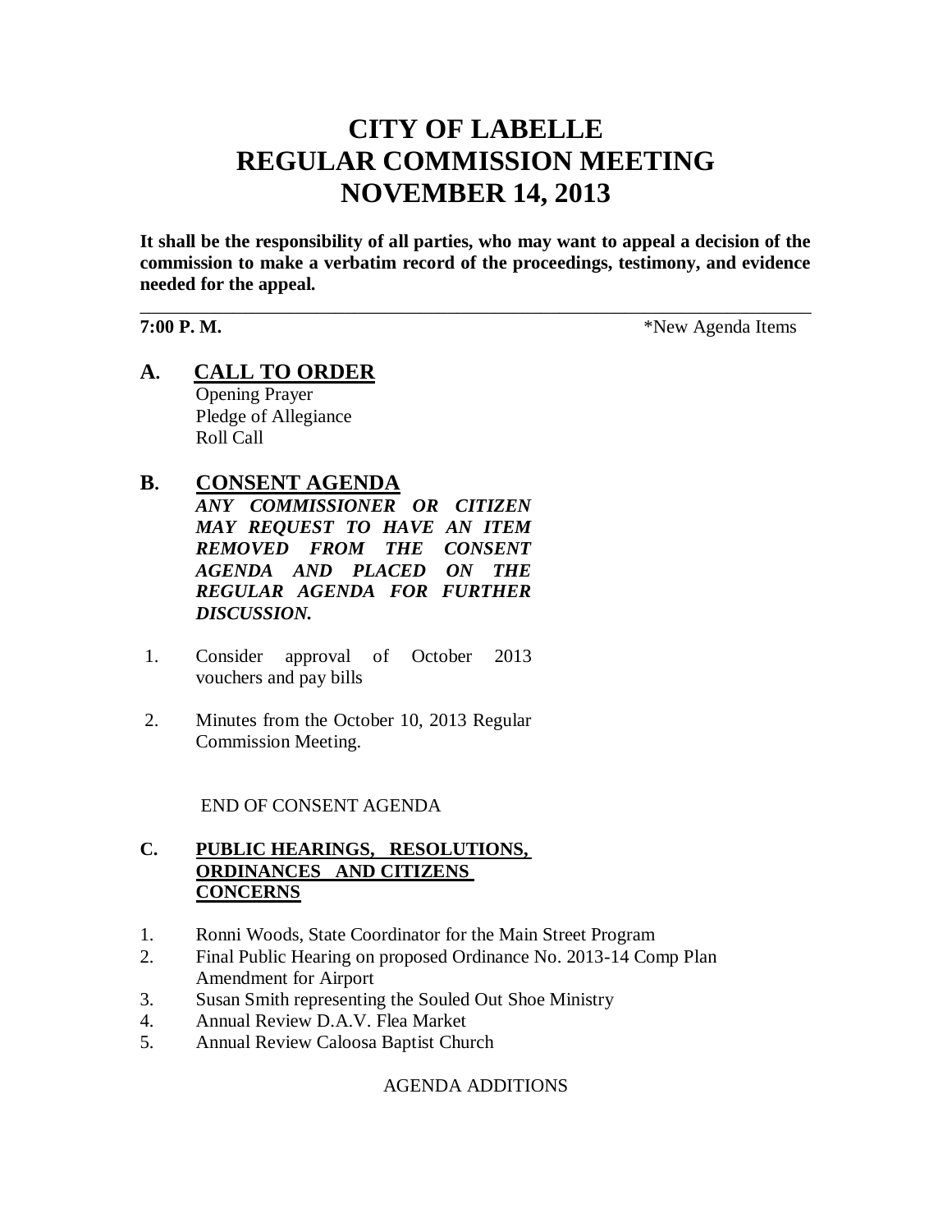# CITY OF LABELLE
# REGULAR COMMISSION MEETING
# NOVEMBER 14, 2013

**It shall be the responsibility of all parties, who may want to appeal a decision of the commission to make a verbatim record of the proceedings, testimony, and evidence needed for the appeal.**

---

**7:00 P. M.** *New Agenda Items

## A. CALL TO ORDER

Opening Prayer
Pledge of Allegiance
Roll Call

## B. CONSENT AGENDA

***ANY COMMISSIONER OR CITIZEN MAY REQUEST TO HAVE AN ITEM REMOVED FROM THE CONSENT AGENDA AND PLACED ON THE REGULAR AGENDA FOR FURTHER DISCUSSION.***

1. Consider approval of October 2013 vouchers and pay bills
2. Minutes from the October 10, 2013 Regular Commission Meeting.

END OF CONSENT AGENDA

## C. PUBLIC HEARINGS, RESOLUTIONS, ORDINANCES AND CITIZENS CONCERNS

1. Ronni Woods, State Coordinator for the Main Street Program
2. Final Public Hearing on proposed Ordinance No. 2013-14 Comp Plan Amendment for Airport
3. Susan Smith representing the Souled Out Shoe Ministry
4. Annual Review D.A.V. Flea Market
5. Annual Review Caloosa Baptist Church

AGENDA ADDITIONS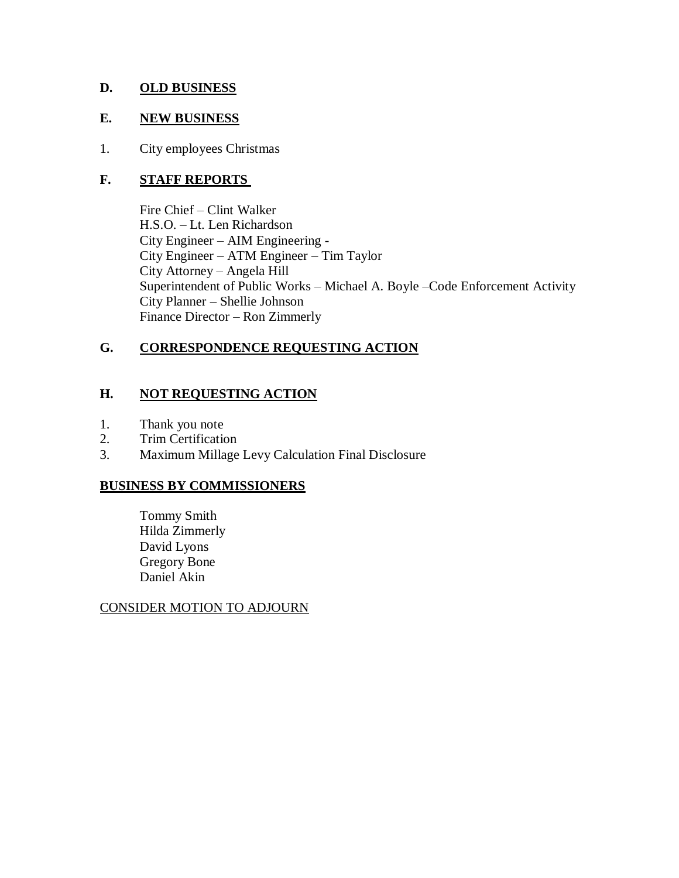**D. <u>OLD BUSINESS</u>**

**E. <u>NEW BUSINESS</u>**

1. City employees Christmas

**F. <u>STAFF REPORTS</u>**

Fire Chief – Clint Walker
H.S.O. – Lt. Len Richardson
City Engineer – AIM Engineering -
City Engineer – ATM Engineer – Tim Taylor
City Attorney – Angela Hill
Superintendent of Public Works – Michael A. Boyle –Code Enforcement Activity
City Planner – Shellie Johnson
Finance Director – Ron Zimmerly

**G. <u>CORRESPONDENCE REQUESTING ACTION</u>**

**H. <u>NOT REQUESTING ACTION</u>**

1. Thank you note
2. Trim Certification
3. Maximum Millage Levy Calculation Final Disclosure

**<u>BUSINESS BY COMMISSIONERS</u>**

Tommy Smith
Hilda Zimmerly
David Lyons
Gregory Bone
Daniel Akin

<u>CONSIDER MOTION TO ADJOURN</u>